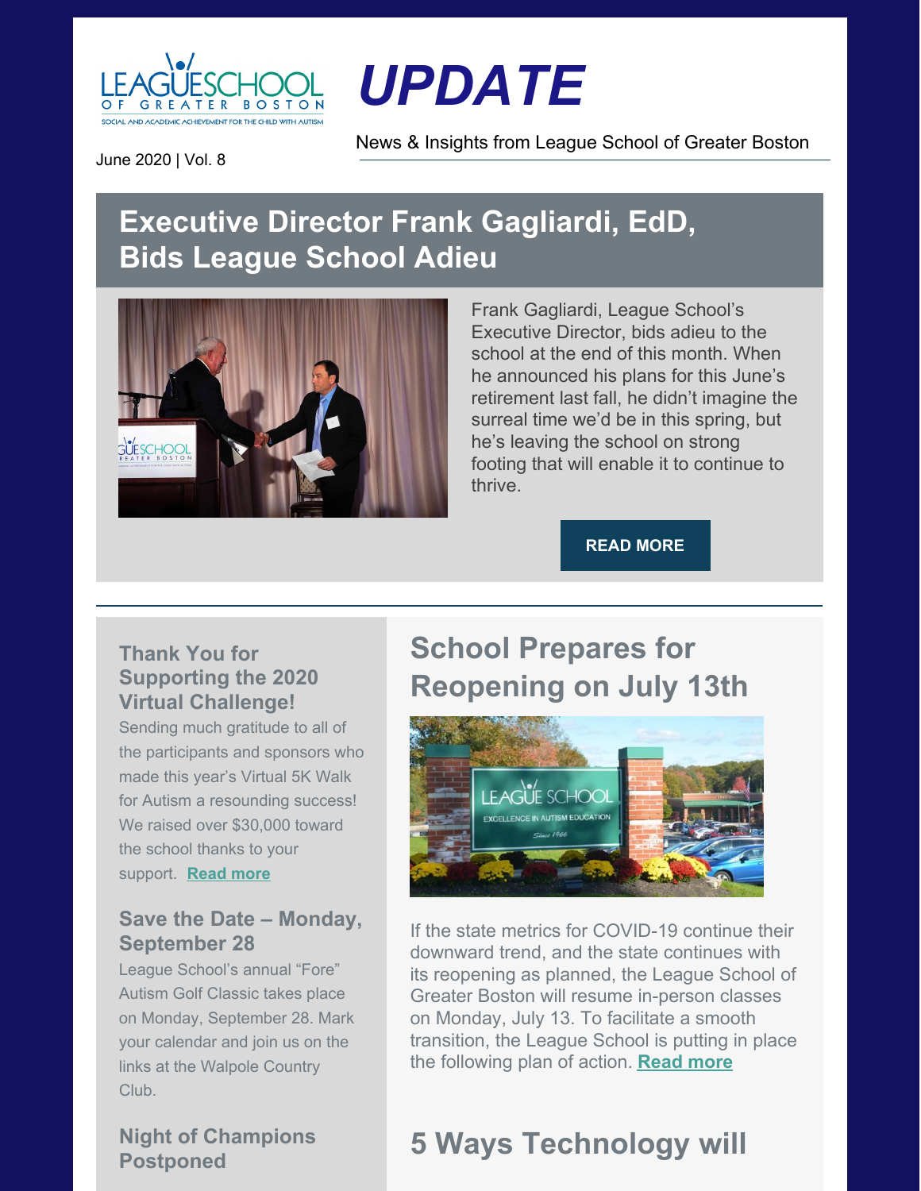# UPDATE

News & Insights from League School of Greater Boston

June 2020 | Vol. 8

## Executive Director Frank Gagliardi, EdD, Bids League School Adieu

Frank Gagliardi, League School's Executive Director, bids adieu to the school at the end of this month. When he announced his plans for this June's retirement last fall, he didn't imagine the surreal time we'd be in this spring, but he's leaving the school on strong footing that will enable it to continue to thrive.

**READ MORE**

---

### Thank You for Supporting the 2020 Virtual Challenge!

Sending much gratitude to all of the participants and sponsors who made this year's Virtual 5K Walk for Autism a resounding success! We raised over $30,000 toward the school thanks to your support. **Read more**

### Save the Date – Monday, September 28

League School's annual "Fore" Autism Golf Classic takes place on Monday, September 28. Mark your calendar and join us on the links at the Walpole Country Club.

### Night of Champions Postponed

## School Prepares for Reopening on July 13th

If the state metrics for COVID-19 continue their downward trend, and the state continues with its reopening as planned, the League School of Greater Boston will resume in-person classes on Monday, July 13. To facilitate a smooth transition, the League School is putting in place the following plan of action. **Read more**

## 5 Ways Technology will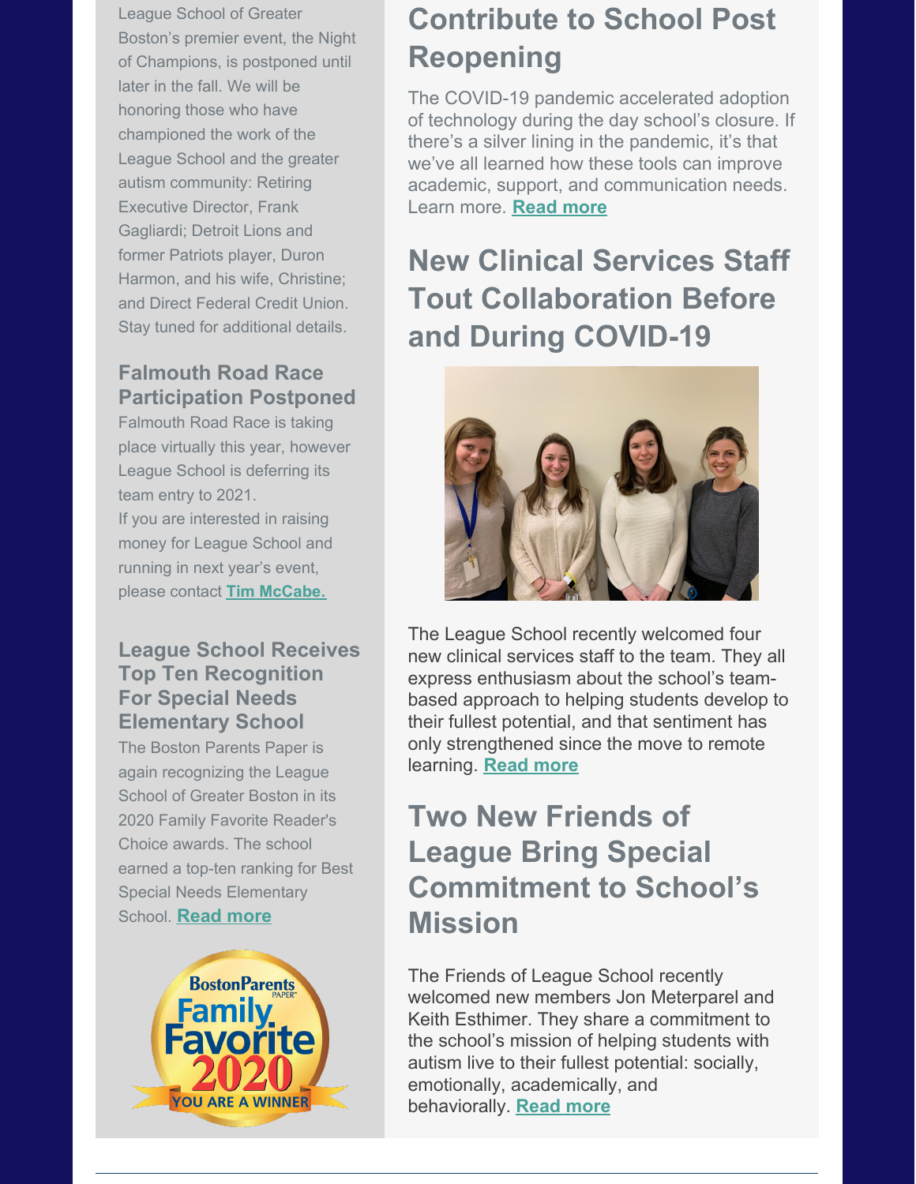League School of Greater Boston's premier event, the Night of Champions, is postponed until later in the fall. We will be honoring those who have championed the work of the League School and the greater autism community: Retiring Executive Director, Frank Gagliardi; Detroit Lions and former Patriots player, Duron Harmon, and his wife, Christine; and Direct Federal Credit Union. Stay tuned for additional details.

### Falmouth Road Race Participation Postponed

Falmouth Road Race is taking place virtually this year, however League School is deferring its team entry to 2021.
If you are interested in raising money for League School and running in next year's event, please contact **Tim McCabe.**

### League School Receives Top Ten Recognition For Special Needs Elementary School

The Boston Parents Paper is again recognizing the League School of Greater Boston in its 2020 Family Favorite Reader's Choice awards. The school earned a top-ten ranking for Best Special Needs Elementary School. **Read more**

BostonParents Paper Family Favorite 2020 YOU ARE A WINNER

## Contribute to School Post Reopening

The COVID-19 pandemic accelerated adoption of technology during the day school's closure. If there's a silver lining in the pandemic, it's that we've all learned how these tools can improve academic, support, and communication needs. Learn more. **Read more**

## New Clinical Services Staff Tout Collaboration Before and During COVID-19

The League School recently welcomed four new clinical services staff to the team. They all express enthusiasm about the school's team-based approach to helping students develop to their fullest potential, and that sentiment has only strengthened since the move to remote learning. **Read more**

## Two New Friends of League Bring Special Commitment to School's Mission

The Friends of League School recently welcomed new members Jon Meterparel and Keith Esthimer. They share a commitment to the school's mission of helping students with autism live to their fullest potential: socially, emotionally, academically, and behaviorally. **Read more**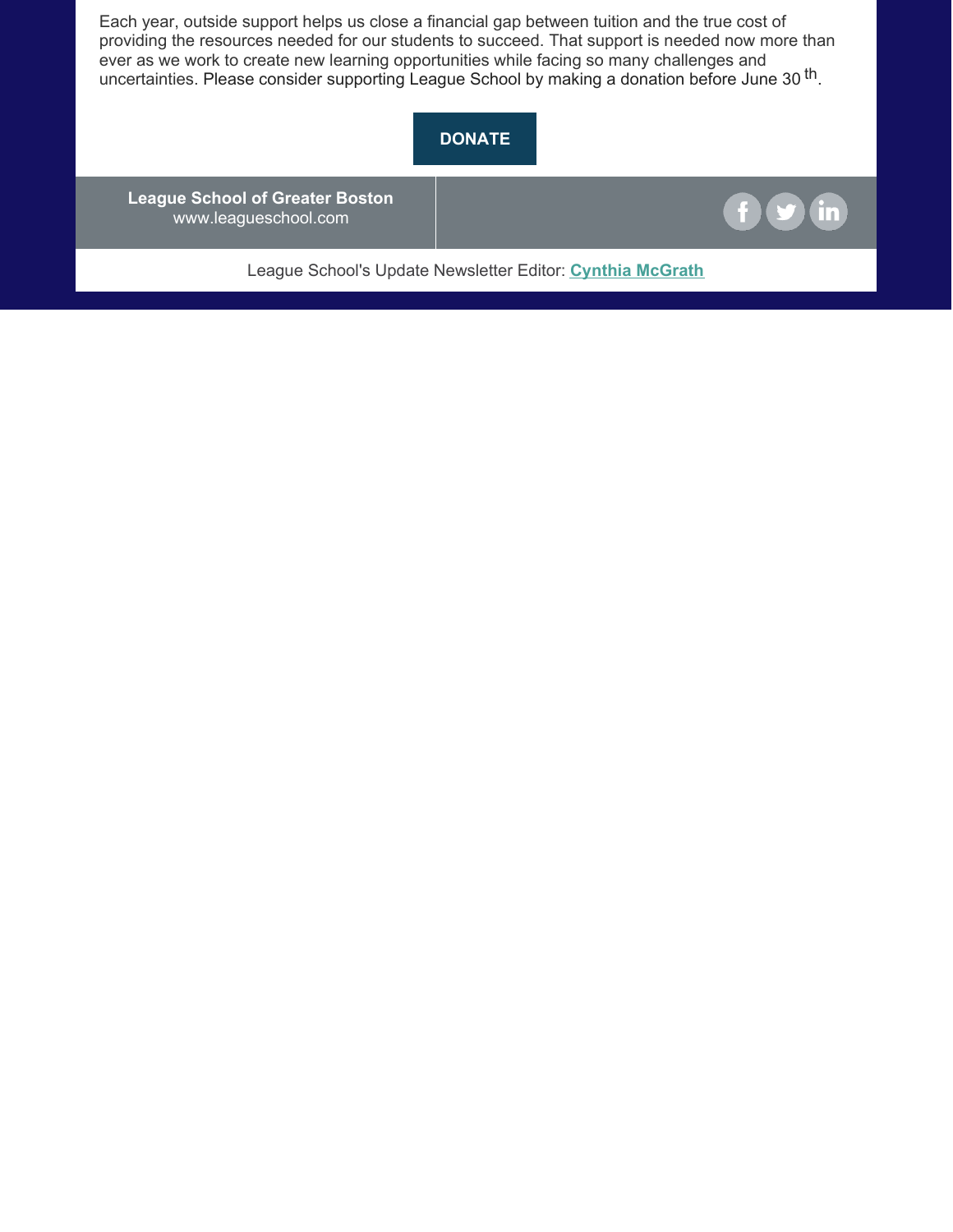Each year, outside support helps us close a financial gap between tuition and the true cost of providing the resources needed for our students to succeed. That support is needed now more than ever as we work to create new learning opportunities while facing so many challenges and uncertainties. Please consider supporting League School by making a donation before June 30th.

**DONATE**

**League School of Greater Boston**
www.leagueschool.com

League School's Update Newsletter Editor: **Cynthia McGrath**